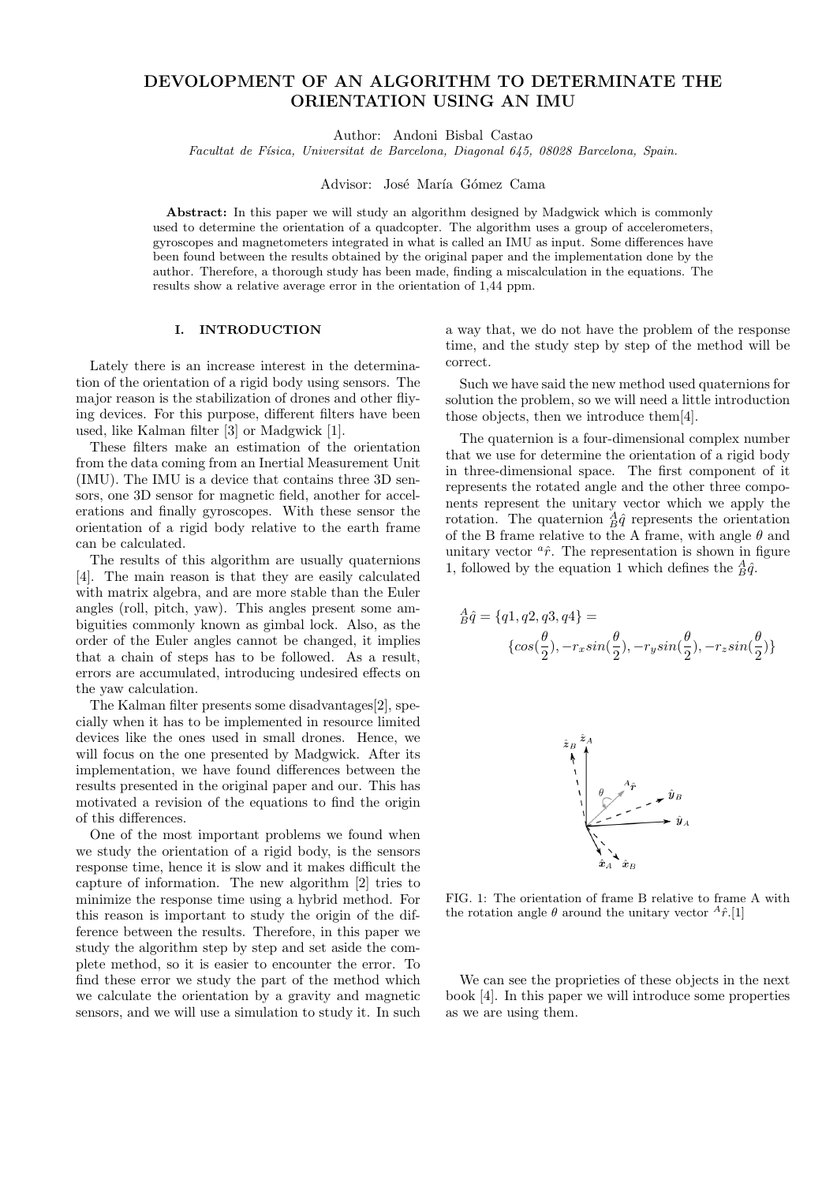# DEVOLOPMENT OF AN ALGORITHM TO DETERMINATE THE ORIENTATION USING AN IMU

Author: Andoni Bisbal Castao

*Facultat de Física, Universitat de Barcelona, Diagonal 645, 08028 Barcelona, Spain.*

Advisor: José María Gómez Cama

**Abstract:** In this paper we will study an algorithm designed by Madgwick which is commonly used to determine the orientation of a quadcopter. The algorithm uses a group of accelerometers, gyroscopes and magnetometers integrated in what is called an IMU as input. Some differences have been found between the results obtained by the original paper and the implementation done by the author. Therefore, a thorough study has been made, finding a miscalculation in the equations. The results show a relative average error in the orientation of 1,44 ppm.

## I. INTRODUCTION

Lately there is an increase interest in the determination of the orientation of a rigid body using sensors. The major reason is the stabilization of drones and other fliying devices. For this purpose, different filters have been used, like Kalman filter [3] or Madgwick [1].

These filters make an estimation of the orientation from the data coming from an Inertial Measurement Unit (IMU). The IMU is a device that contains three 3D sensors, one 3D sensor for magnetic field, another for accelerations and finally gyroscopes. With these sensor the orientation of a rigid body relative to the earth frame can be calculated.

The results of this algorithm are usually quaternions [4]. The main reason is that they are easily calculated with matrix algebra, and are more stable than the Euler angles (roll, pitch, yaw). This angles present some ambiguities commonly known as gimbal lock. Also, as the order of the Euler angles cannot be changed, it implies that a chain of steps has to be followed. As a result, errors are accumulated, introducing undesired effects on the yaw calculation.

The Kalman filter presents some disadvantages[2], specially when it has to be implemented in resource limited devices like the ones used in small drones. Hence, we will focus on the one presented by Madgwick. After its implementation, we have found differences between the results presented in the original paper and our. This has motivated a revision of the equations to find the origin of this differences.

One of the most important problems we found when we study the orientation of a rigid body, is the sensors response time, hence it is slow and it makes difficult the capture of information. The new algorithm [2] tries to minimize the response time using a hybrid method. For this reason is important to study the origin of the difference between the results. Therefore, in this paper we study the algorithm step by step and set aside the complete method, so it is easier to encounter the error. To find these error we study the part of the method which we calculate the orientation by a gravity and magnetic sensors, and we will use a simulation to study it. In such a way that, we do not have the problem of the response time, and the study step by step of the method will be correct.

Such we have said the new method used quaternions for solution the problem, so we will need a little introduction those objects, then we introduce them[4].

The quaternion is a four-dimensional complex number that we use for determine the orientation of a rigid body in three-dimensional space. The first component of it represents the rotated angle and the other three components represent the unitary vector which we apply the rotation. The quaternion ${}^{A}_{B}\hat{q}$ represents the orientation of the B frame relative to the A frame, with angle $\theta$ and unitary vector ${}^{a}\hat{r}$. The representation is shown in figure 1, followed by the equation 1 which defines the ${}^{A}_{B}\hat{q}$.

$$
{}^{A}_{B}\hat{q} = \{q1, q2, q3, q4\} = \{cos(\frac{\theta}{2}), -r_x sin(\frac{\theta}{2}), -r_y sin(\frac{\theta}{2}), -r_z sin(\frac{\theta}{2})\}
$$

FIG. 1: The orientation of frame B relative to frame A with the rotation angle $\theta$ around the unitary vector ${}^{A}\hat{r}$.[1]

We can see the proprieties of these objects in the next book [4]. In this paper we will introduce some properties as we are using them.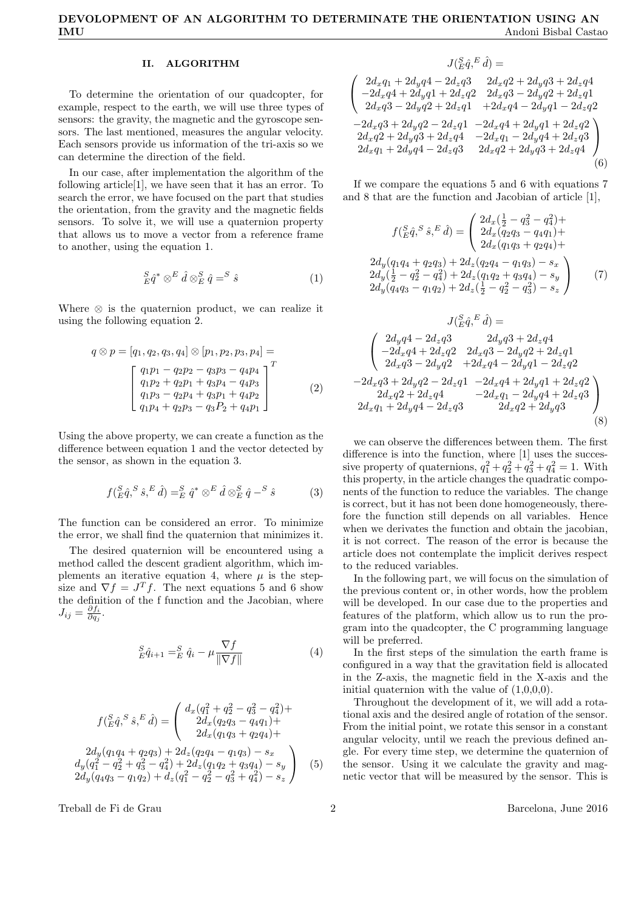## II. ALGORITHM

To determine the orientation of our quadcopter, for example, respect to the earth, we will use three types of sensors: the gravity, the magnetic and the gyroscope sensors. The last mentioned, measures the angular velocity. Each sensors provide us information of the tri-axis so we can determine the direction of the field.

In our case, after implementation the algorithm of the following article[1], we have seen that it has an error. To search the error, we have focused on the part that studies the orientation, from the gravity and the magnetic fields sensors. To solve it, we will use a quaternion property that allows us to move a vector from a reference frame to another, using the equation 1.

$$ {}^S_E\hat{q}^* \otimes {}^E\hat{d} \otimes {}^S_E\hat{q} = {}^S\hat{s} \tag{1} $$

Where $\otimes$ is the quaternion product, we can realize it using the following equation 2.

$$ q \otimes p = [q_1, q_2, q_3, q_4] \otimes [p_1, p_2, p_3, p_4] = \begin{bmatrix} q_1p_1 - q_2p_2 - q_3p_3 - q_4p_4 \\ q_1p_2 + q_2p_1 + q_3p_4 - q_4p_3 \\ q_1p_3 - q_2p_4 + q_3p_1 + q_4p_2 \\ q_1p_4 + q_2p_3 - q_3P_2 + q_4p_1 \end{bmatrix}^T \tag{2} $$

Using the above property, we can create a function as the difference between equation 1 and the vector detected by the sensor, as shown in the equation 3.

$$ f({}^S_E\hat{q}, {}^S\hat{s}, {}^E\hat{d}) = {}^S_E\hat{q}^* \otimes {}^E\hat{d} \otimes {}^S_E\hat{q} - {}^S\hat{s} \tag{3} $$

The function can be considered an error. To minimize the error, we shall find the quaternion that minimizes it.

The desired quaternion will be encountered using a method called the descent gradient algorithm, which implements an iterative equation 4, where $\mu$ is the step-size and $\nabla f = J^T f$. The next equations 5 and 6 show the definition of the f function and the Jacobian, where $J_{ij} = \frac{\partial f_i}{\partial q_j}$.

$$ {}^S_E\hat{q}_{i+1} = {}^S_E\hat{q}_i - \mu \frac{\nabla f}{\|\nabla f\|} \tag{4} $$

$$ f({}^S_E\hat{q}, {}^S\hat{s}, {}^E\hat{d}) = \begin{pmatrix} d_x(q_1^2 + q_2^2 - q_3^2 - q_4^2) + 2d_y(q_1q_4 + q_2q_3) + 2d_z(q_2q_4 - q_1q_3) - s_x \\ 2d_x(q_2q_3 - q_4q_1) + d_y(q_1^2 - q_2^2 + q_3^2 - q_4^2) + 2d_z(q_1q_2 + q_3q_4) - s_y \\ 2d_x(q_1q_3 + q_2q_4) + 2d_y(q_4q_3 - q_1q_2) + d_z(q_1^2 - q_2^2 - q_3^2 + q_4^2) - s_z \end{pmatrix} \tag{5} $$

$$ J({}^S_E\hat{q}, {}^E\hat{d}) = \begin{pmatrix} 2d_xq_1 + 2d_yq4 - 2d_zq3 & 2d_xq2 + 2d_yq3 + 2d_zq4 & -2d_xq3 + 2d_yq2 - 2d_zq1 & -2d_xq4 + 2d_yq1 + 2d_zq2 \\ -2d_xq4 + 2d_yq1 + 2d_zq2 & 2d_xq3 - 2d_yq2 + 2d_zq1 & 2d_xq2 + 2d_yq3 + 2d_zq4 & -2d_xq1 - 2d_yq4 + 2d_zq3 \\ 2d_xq3 - 2d_yq2 + 2d_zq1 & +2d_xq4 - 2d_yq1 - 2d_zq2 & 2d_xq_1 + 2d_yq4 - 2d_zq3 & 2d_xq2 + 2d_yq3 + 2d_zq4 \end{pmatrix} \tag{6} $$

If we compare the equations 5 and 6 with equations 7 and 8 that are the function and Jacobian of article [1],

$$ f({}^S_E\hat{q}, {}^S\hat{s}, {}^E\hat{d}) = \begin{pmatrix} 2d_x(\frac{1}{2} - q_3^2 - q_4^2) + 2d_y(q_1q_4 + q_2q_3) + 2d_z(q_2q_4 - q_1q_3) - s_x \\ 2d_x(q_2q_3 - q_4q_1) + 2d_y(\frac{1}{2} - q_2^2 - q_4^2) + 2d_z(q_1q_2 + q_3q_4) - s_y \\ 2d_x(q_1q_3 + q_2q_4) + 2d_y(q_4q_3 - q_1q_2) + 2d_z(\frac{1}{2} - q_2^2 - q_3^2) - s_z \end{pmatrix} \tag{7} $$

$$ J({}^S_E\hat{q}, {}^E\hat{d}) = \begin{pmatrix} 2d_yq4 - 2d_zq3 & 2d_yq3 + 2d_zq4 & -2d_xq3 + 2d_yq2 - 2d_zq1 & -2d_xq4 + 2d_yq1 + 2d_zq2 \\ -2d_xq4 + 2d_zq2 & 2d_xq3 - 2d_yq2 + 2d_zq1 & 2d_xq2 + 2d_zq4 & -2d_xq_1 - 2d_yq4 + 2d_zq3 \\ 2d_xq3 - 2d_yq2 & +2d_xq4 - 2d_yq1 - 2d_zq2 & 2d_xq_1 + 2d_yq4 - 2d_zq3 & 2d_xq2 + 2d_yq3 \end{pmatrix} \tag{8} $$

we can observe the differences between them. The first difference is into the function, where [1] uses the successive property of quaternions, $q_1^2 + q_2^2 + q_3^2 + q_4^2 = 1$. With this property, in the article changes the quadratic components of the function to reduce the variables. The change is correct, but it has not been done homogeneously, therefore the function still depends on all variables. Hence when we derivates the function and obtain the jacobian, it is not correct. The reason of the error is because the article does not contemplate the implicit derives respect to the reduced variables.

In the following part, we will focus on the simulation of the previous content or, in other words, how the problem will be developed. In our case due to the properties and features of the platform, which allow us to run the program into the quadcopter, the C programming language will be preferred.

In the first steps of the simulation the earth frame is configured in a way that the gravitation field is allocated in the Z-axis, the magnetic field in the X-axis and the initial quaternion with the value of (1,0,0,0).

Throughout the development of it, we will add a rotational axis and the desired angle of rotation of the sensor. From the initial point, we rotate this sensor in a constant angular velocity, until we reach the previous defined angle. For every time step, we determine the quaternion of the sensor. Using it we calculate the gravity and magnetic vector that will be measured by the sensor. This is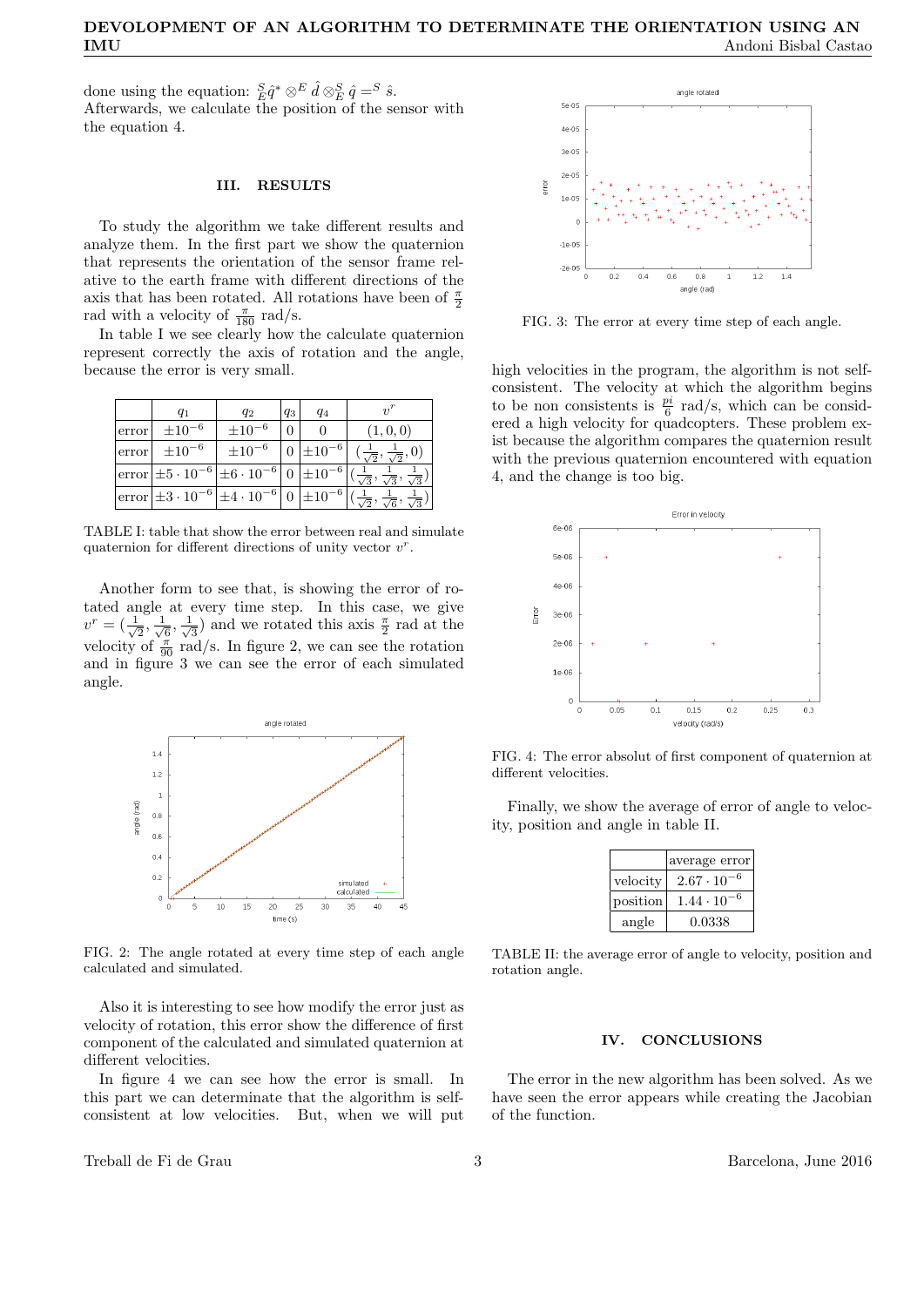done using the equation: ${}^S_E\hat{q}^* \otimes^E \hat{d} \otimes^S_E \hat{q} =^S \hat{s}$.
Afterwards, we calculate the position of the sensor with the equation 4.

## III. RESULTS

To study the algorithm we take different results and analyze them. In the first part we show the quaternion that represents the orientation of the sensor frame relative to the earth frame with different directions of the axis that has been rotated. All rotations have been of $\frac{\pi}{2}$ rad with a velocity of $\frac{\pi}{180}$ rad/s.

In table I we see clearly how the calculate quaternion represent correctly the axis of rotation and the angle, because the error is very small.

| | $q_1$ | $q_2$ | $q_3$ | $q_4$ | $v^r$ |
|---|---|---|---|---|---|
| error | $\pm 10^{-6}$ | $\pm 10^{-6}$ | 0 | 0 | $(1, 0, 0)$ |
| error | $\pm 10^{-6}$ | $\pm 10^{-6}$ | 0 | $\pm 10^{-6}$ | $(\frac{1}{\sqrt{2}}, \frac{1}{\sqrt{2}}, 0)$ |
| error | $\pm 5 \cdot 10^{-6}$ | $\pm 6 \cdot 10^{-6}$ | 0 | $\pm 10^{-6}$ | $(\frac{1}{\sqrt{3}}, \frac{1}{\sqrt{3}}, \frac{1}{\sqrt{3}})$ |
| error | $\pm 3 \cdot 10^{-6}$ | $\pm 4 \cdot 10^{-6}$ | 0 | $\pm 10^{-6}$ | $(\frac{1}{\sqrt{2}}, \frac{1}{\sqrt{6}}, \frac{1}{\sqrt{3}})$ |

TABLE I: table that show the error between real and simulate quaternion for different directions of unity vector $v^r$.

Another form to see that, is showing the error of rotated angle at every time step. In this case, we give $v^r = (\frac{1}{\sqrt{2}}, \frac{1}{\sqrt{6}}, \frac{1}{\sqrt{3}})$ and we rotated this axis $\frac{\pi}{2}$ rad at the velocity of $\frac{\pi}{90}$ rad/s. In figure 2, we can see the rotation and in figure 3 we can see the error of each simulated angle.

FIG. 2: The angle rotated at every time step of each angle calculated and simulated.

Also it is interesting to see how modify the error just as velocity of rotation, this error show the difference of first component of the calculated and simulated quaternion at different velocities.

In figure 4 we can see how the error is small. In this part we can determinate that the algorithm is self-consistent at low velocities. But, when we will put high velocities in the program, the algorithm is not self-consistent. The velocity at which the algorithm begins to be non consistents is $\frac{pi}{6}$ rad/s, which can be considered a high velocity for quadcopters. These problem exist because the algorithm compares the simulation result with the previous quaternion encountered with equation 4, and the change is too big.

FIG. 3: The error at every time step of each angle.

FIG. 4: The error absolut of first component of quaternion at different velocities.

Finally, we show the average of error of angle to velocity, position and angle in table II.

| | average error |
|---|---|
| velocity | $2.67 \cdot 10^{-6}$ |
| position | $1.44 \cdot 10^{-6}$ |
| angle | 0.0338 |

TABLE II: the average error of angle to velocity, position and rotation angle.

## IV. CONCLUSIONS

The error in the new algorithm has been solved. As we have seen the error appears while creating the Jacobian of the function.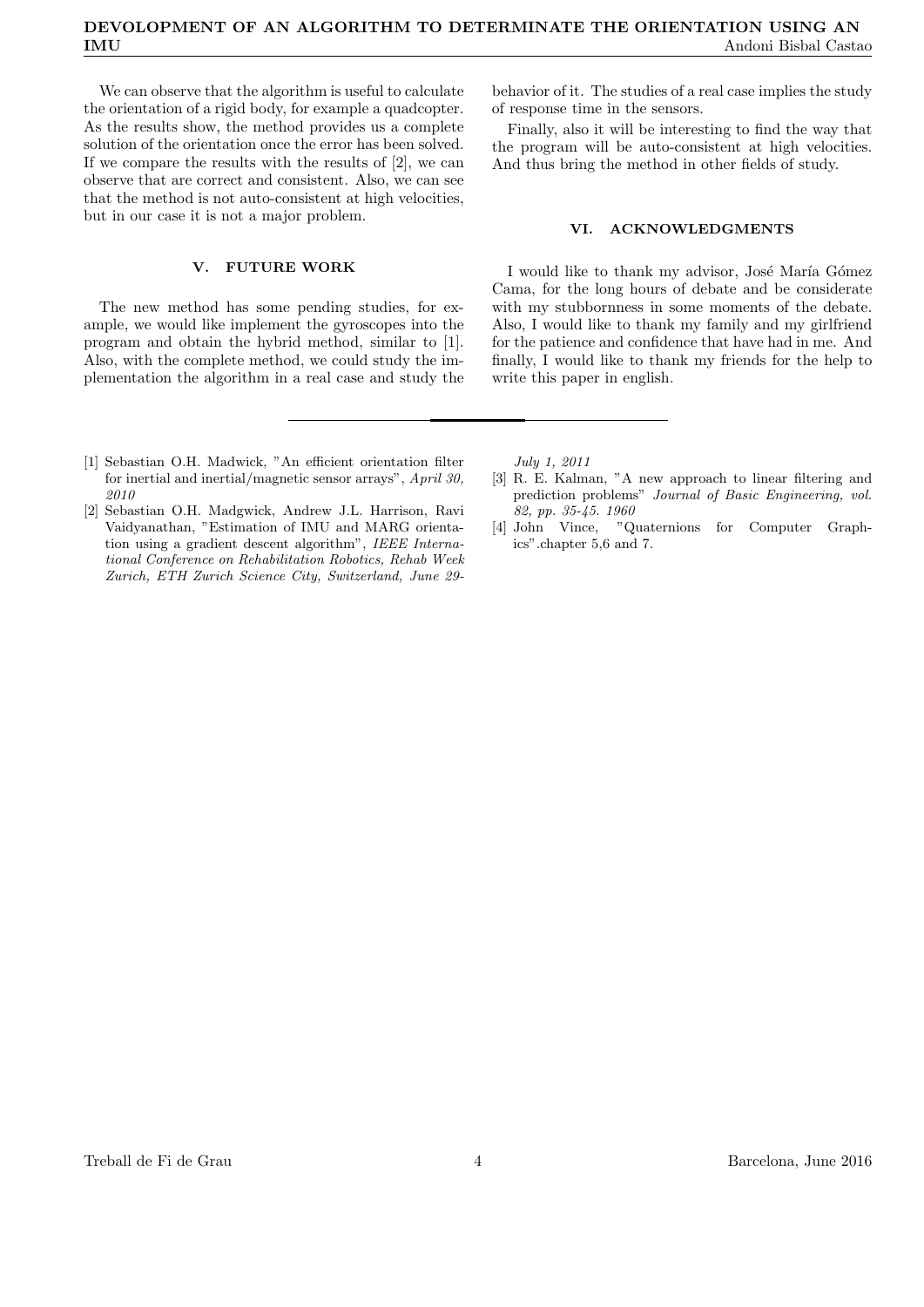We can observe that the algorithm is useful to calculate the orientation of a rigid body, for example a quadcopter. As the results show, the method provides us a complete solution of the orientation once the error has been solved. If we compare the results with the results of [2], we can observe that are correct and consistent. Also, we can see that the method is not auto-consistent at high velocities, but in our case it is not a major problem.

## V. FUTURE WORK

The new method has some pending studies, for example, we would like implement the gyroscopes into the program and obtain the hybrid method, similar to [1]. Also, with the complete method, we could study the implementation the algorithm in a real case and study the behavior of it. The studies of a real case implies the study of response time in the sensors.

Finally, also it will be interesting to find the way that the program will be auto-consistent at high velocities. And thus bring the method in other fields of study.

## VI. ACKNOWLEDGMENTS

I would like to thank my advisor, José María Gómez Cama, for the long hours of debate and be considerate with my stubbornness in some moments of the debate. Also, I would like to thank my family and my girlfriend for the patience and confidence that have had in me. And finally, I would like to thank my friends for the help to write this paper in english.

---

[1] Sebastian O.H. Madwick, "An efficient orientation filter for inertial and inertial/magnetic sensor arrays", *April 30, 2010*

[2] Sebastian O.H. Madgwick, Andrew J.L. Harrison, Ravi Vaidyanathan, "Estimation of IMU and MARG orientation using a gradient descent algorithm", *IEEE International Conference on Rehabilitation Robotics, Rehab Week Zurich, ETH Zurich Science City, Switzerland, June 29-July 1, 2011*

[3] R. E. Kalman, "A new approach to linear filtering and prediction problems" *Journal of Basic Engineering, vol. 82, pp. 35-45. 1960*

[4] John Vince, "Quaternions for Computer Graphics".chapter 5,6 and 7.